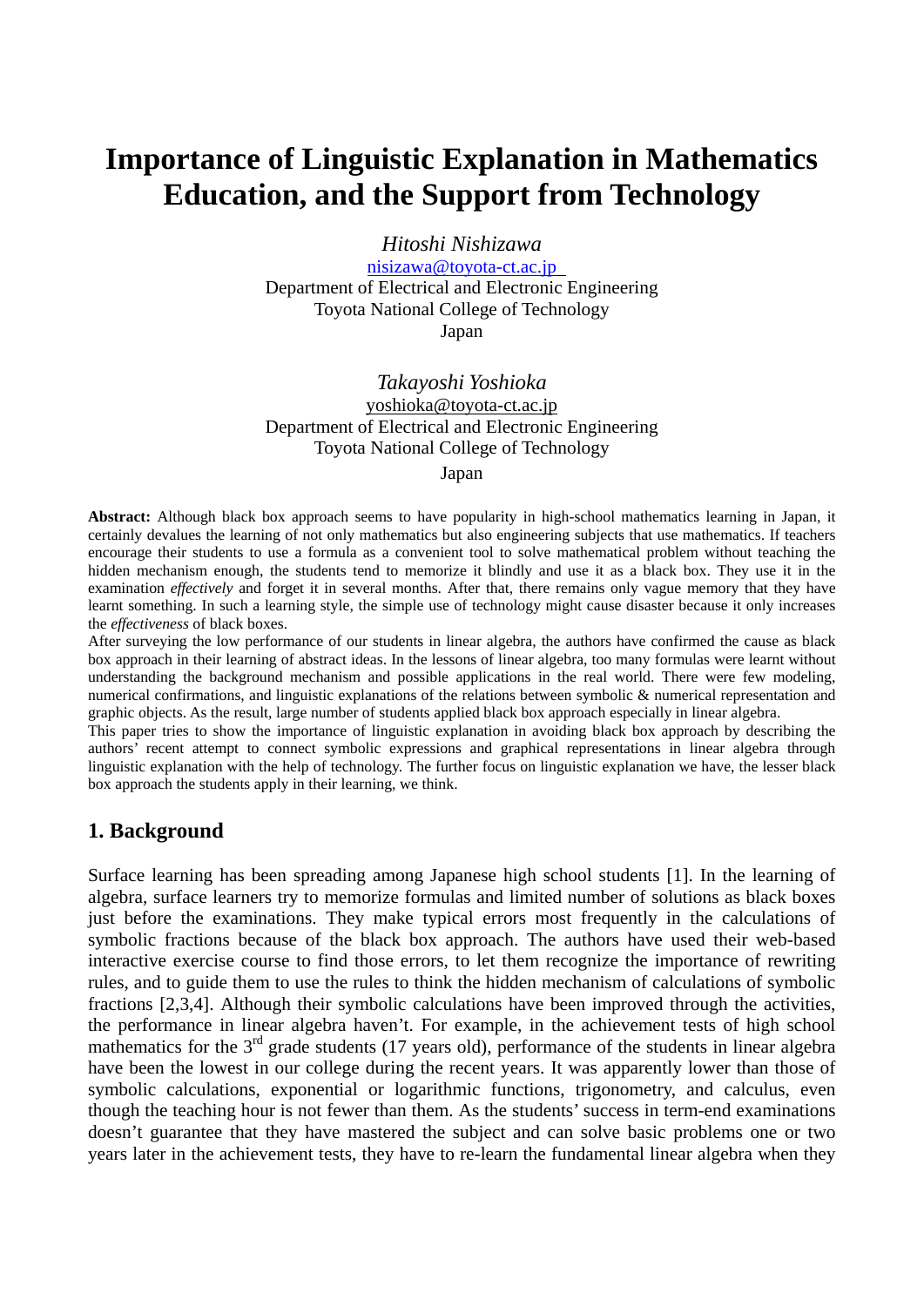# Importance of Linguistic Explanation in Mathematics Education, and the Support from Technology

*Hitoshi Nishizawa*
nisizawa@toyota-ct.ac.jp
Department of Electrical and Electronic Engineering
Toyota National College of Technology
Japan

*Takayoshi Yoshioka*
yoshioka@toyota-ct.ac.jp
Department of Electrical and Electronic Engineering
Toyota National College of Technology
Japan

**Abstract:** Although black box approach seems to have popularity in high-school mathematics learning in Japan, it certainly devalues the learning of not only mathematics but also engineering subjects that use mathematics. If teachers encourage their students to use a formula as a convenient tool to solve mathematical problem without teaching the hidden mechanism enough, the students tend to memorize it blindly and use it as a black box. They use it in the examination *effectively* and forget it in several months. After that, there remains only vague memory that they have learnt something. In such a learning style, the simple use of technology might cause disaster because it only increases the *effectiveness* of black boxes.

After surveying the low performance of our students in linear algebra, the authors have confirmed the cause as black box approach in their learning of abstract ideas. In the lessons of linear algebra, too many formulas were learnt without understanding the background mechanism and possible applications in the real world. There were few modeling, numerical confirmations, and linguistic explanations of the relations between symbolic & numerical representation and graphic objects. As the result, large number of students applied black box approach especially in linear algebra.

This paper tries to show the importance of linguistic explanation in avoiding black box approach by describing the authors' recent attempt to connect symbolic expressions and graphical representations in linear algebra through linguistic explanation with the help of technology. The further focus on linguistic explanation we have, the lesser black box approach the students apply in their learning, we think.

## 1. Background

Surface learning has been spreading among Japanese high school students [1]. In the learning of algebra, surface learners try to memorize formulas and limited number of solutions as black boxes just before the examinations. They make typical errors most frequently in the calculations of symbolic fractions because of the black box approach. The authors have used their web-based interactive exercise course to find those errors, to let them recognize the importance of rewriting rules, and to guide them to use the rules to think the hidden mechanism of calculations of symbolic fractions [2,3,4]. Although their symbolic calculations have been improved through the activities, the performance in linear algebra haven't. For example, in the achievement tests of high school mathematics for the 3rd grade students (17 years old), performance of the students in linear algebra have been the lowest in our college during the recent years. It was apparently lower than those of symbolic calculations, exponential or logarithmic functions, trigonometry, and calculus, even though the teaching hour is not fewer than them. As the students' success in term-end examinations doesn't guarantee that they have mastered the subject and can solve basic problems one or two years later in the achievement tests, they have to re-learn the fundamental linear algebra when they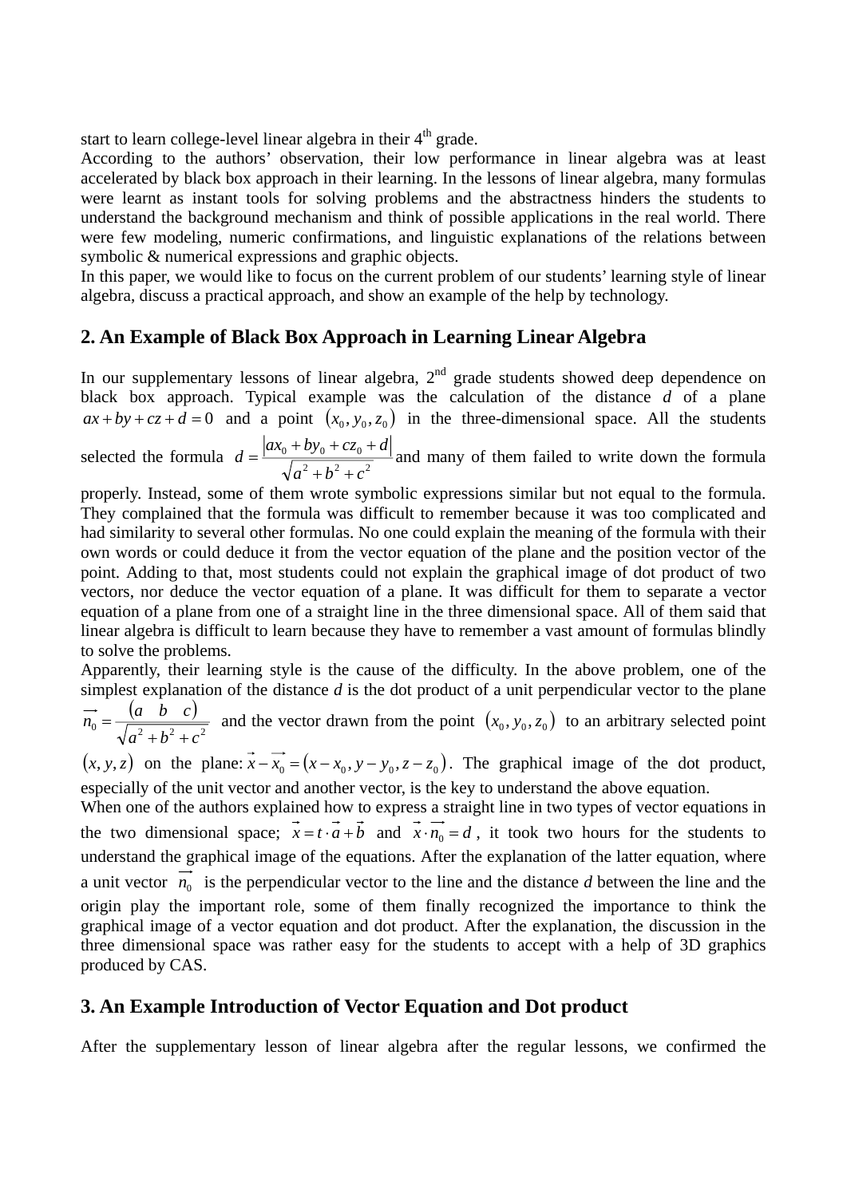start to learn college-level linear algebra in their 4th grade.
According to the authors' observation, their low performance in linear algebra was at least accelerated by black box approach in their learning. In the lessons of linear algebra, many formulas were learnt as instant tools for solving problems and the abstractness hinders the students to understand the background mechanism and think of possible applications in the real world. There were few modeling, numeric confirmations, and linguistic explanations of the relations between symbolic & numerical expressions and graphic objects.
In this paper, we would like to focus on the current problem of our students' learning style of linear algebra, discuss a practical approach, and show an example of the help by technology.

## 2. An Example of Black Box Approach in Learning Linear Algebra

In our supplementary lessons of linear algebra, 2nd grade students showed deep dependence on black box approach. Typical example was the calculation of the distance *d* of a plane $ax+by+cz+d=0$ and a point $(x_0, y_0, z_0)$ in the three-dimensional space. All the students selected the formula $d=\frac{|ax_0+by_0+cz_0+d|}{\sqrt{a^2+b^2+c^2}}$ and many of them failed to write down the formula properly. Instead, some of them wrote symbolic expressions similar but not equal to the formula. They complained that the formula was difficult to remember because it was too complicated and had similarity to several other formulas. No one could explain the meaning of the formula with their own words or could deduce it from the vector equation of the plane and the position vector of the point. Adding to that, most students could not explain the graphical image of dot product of two vectors, nor deduce the vector equation of a plane. It was difficult for them to separate a vector equation of a plane from one of a straight line in the three dimensional space. All of them said that linear algebra is difficult to learn because they have to remember a vast amount of formulas blindly to solve the problems.
Apparently, their learning style is the cause of the difficulty. In the above problem, one of the simplest explanation of the distance *d* is the dot product of a unit perpendicular vector to the plane $\overrightarrow{n_0}=\frac{(a \quad b \quad c)}{\sqrt{a^2+b^2+c^2}}$ and the vector drawn from the point $(x_0, y_0, z_0)$ to an arbitrary selected point $(x, y, z)$ on the plane: $\vec{x}-\overrightarrow{x_0}=(x-x_0, y-y_0, z-z_0)$. The graphical image of the dot product, especially of the unit vector and another vector, is the key to understand the above equation.
When one of the authors explained how to express a straight line in two types of vector equations in the two dimensional space; $\vec{x}=t\cdot\vec{a}+\vec{b}$ and $\vec{x}\cdot\overrightarrow{n_0}=d$, it took two hours for the students to understand the graphical image of the equations. After the explanation of the latter equation, where a unit vector $\overrightarrow{n_0}$ is the perpendicular vector to the line and the distance *d* between the line and the origin play the important role, some of them finally recognized the importance to think the graphical image of a vector equation and dot product. After the explanation, the discussion in the three dimensional space was rather easy for the students to accept with a help of 3D graphics produced by CAS.

## 3. An Example Introduction of Vector Equation and Dot product

After the supplementary lesson of linear algebra after the regular lessons, we confirmed the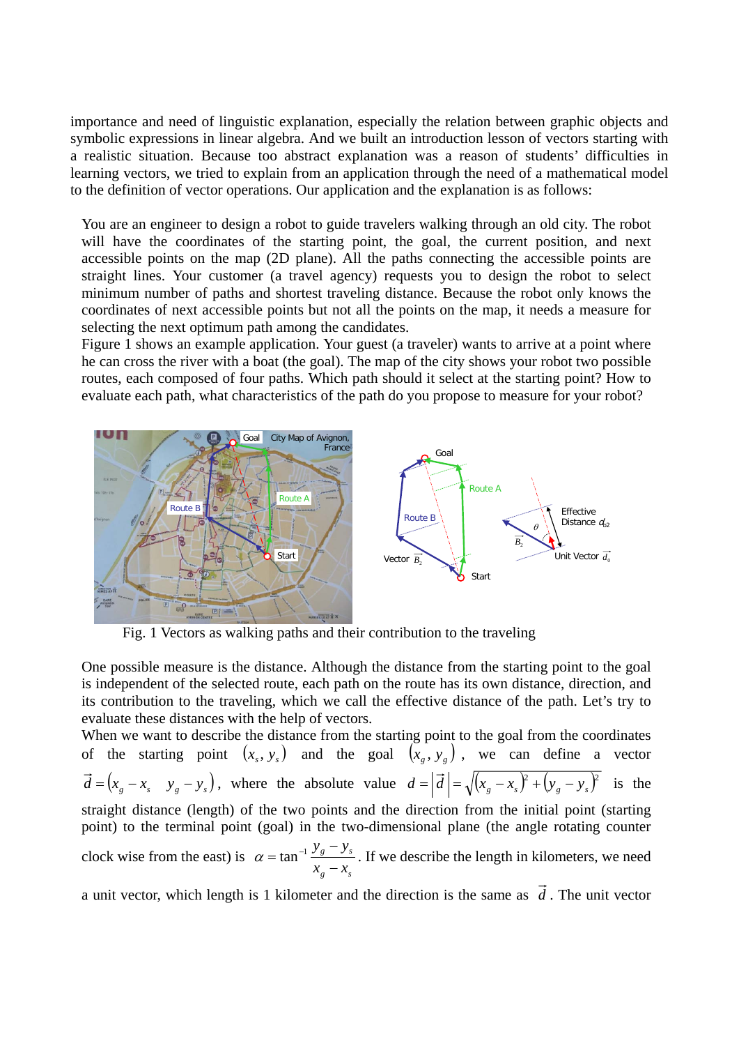importance and need of linguistic explanation, especially the relation between graphic objects and symbolic expressions in linear algebra. And we built an introduction lesson of vectors starting with a realistic situation. Because too abstract explanation was a reason of students' difficulties in learning vectors, we tried to explain from an application through the need of a mathematical model to the definition of vector operations. Our application and the explanation is as follows:

> You are an engineer to design a robot to guide travelers walking through an old city. The robot will have the coordinates of the starting point, the goal, the current position, and next accessible points on the map (2D plane). All the paths connecting the accessible points are straight lines. Your customer (a travel agency) requests you to design the robot to select minimum number of paths and shortest traveling distance. Because the robot only knows the coordinates of next accessible points but not all the points on the map, it needs a measure for selecting the next optimum path among the candidates.
> Figure 1 shows an example application. Your guest (a traveler) wants to arrive at a point where he can cross the river with a boat (the goal). The map of the city shows your robot two possible routes, each composed of four paths. Which path should it select at the starting point? How to evaluate each path, what characteristics of the path do you propose to measure for your robot?

Fig. 1 Vectors as walking paths and their contribution to the traveling

One possible measure is the distance. Although the distance from the starting point to the goal is independent of the selected route, each path on the route has its own distance, direction, and its contribution to the traveling, which we call the effective distance of the path. Let's try to evaluate these distances with the help of vectors.

When we want to describe the distance from the starting point to the goal from the coordinates of the starting point $(x_s, y_s)$ and the goal $(x_g, y_g)$, we can define a vector $\vec{d} = (x_g - x_s \quad y_g - y_s)$, where the absolute value $d = \left|\vec{d}\right| = \sqrt{(x_g - x_s)^2 + (y_g - y_s)^2}$ is the straight distance (length) of the two points and the direction from the initial point (starting point) to the terminal point (goal) in the two-dimensional plane (the angle rotating counter clock wise from the east) is $\alpha = \tan^{-1}\dfrac{y_g - y_s}{x_g - x_s}$. If we describe the length in kilometers, we need a unit vector, which length is 1 kilometer and the direction is the same as $\vec{d}$. The unit vector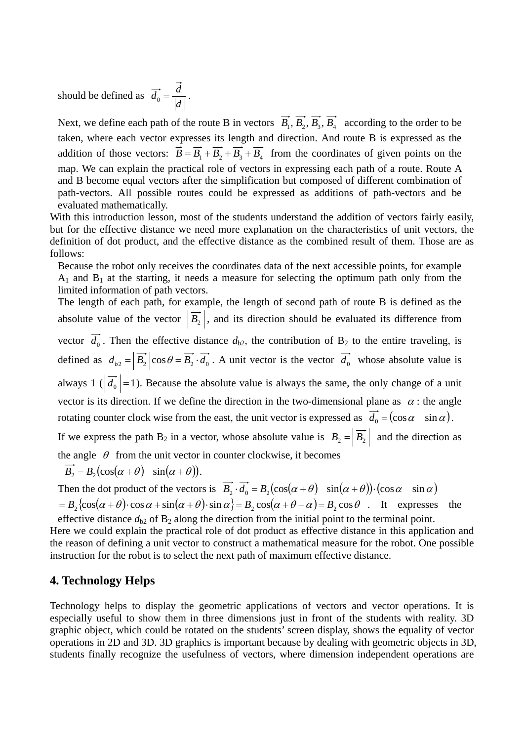should be defined as $\overrightarrow{d_0} = \dfrac{\vec{d}}{|d|}$.

Next, we define each path of the route B in vectors $\overrightarrow{B_1}, \overrightarrow{B_2}, \overrightarrow{B_3}, \overrightarrow{B_4}$ according to the order to be taken, where each vector expresses its length and direction. And route B is expressed as the addition of those vectors: $\vec{B} = \overrightarrow{B_1} + \overrightarrow{B_2} + \overrightarrow{B_3} + \overrightarrow{B_4}$ from the coordinates of given points on the map. We can explain the practical role of vectors in expressing each path of a route. Route A and B become equal vectors after the simplification but composed of different combination of path-vectors. All possible routes could be expressed as additions of path-vectors and be evaluated mathematically.

With this introduction lesson, most of the students understand the addition of vectors fairly easily, but for the effective distance we need more explanation on the characteristics of unit vectors, the definition of dot product, and the effective distance as the combined result of them. Those are as follows:

Because the robot only receives the coordinates data of the next accessible points, for example $A_1$ and $B_1$ at the starting, it needs a measure for selecting the optimum path only from the limited information of path vectors.

The length of each path, for example, the length of second path of route B is defined as the absolute value of the vector $\left|\overrightarrow{B_2}\right|$, and its direction should be evaluated its difference from vector $\overrightarrow{d_0}$. Then the effective distance $d_{b2}$, the contribution of $B_2$ to the entire traveling, is defined as $d_{b2} = \left|\overrightarrow{B_2}\right| \cos\theta = \overrightarrow{B_2} \cdot \overrightarrow{d_0}$. A unit vector is the vector $\overrightarrow{d_0}$ whose absolute value is always 1 ($\left|\overrightarrow{d_0}\right| = 1$). Because the absolute value is always the same, the only change of a unit vector is its direction. If we define the direction in the two-dimensional plane as $\alpha$ : the angle rotating counter clock wise from the east, the unit vector is expressed as $\overrightarrow{d_0} = (\cos\alpha \quad \sin\alpha)$.

If we express the path $B_2$ in a vector, whose absolute value is $B_2 = \left|\overrightarrow{B_2}\right|$ and the direction as the angle $\theta$ from the unit vector in counter clockwise, it becomes

$\overrightarrow{B_2} = B_2(\cos(\alpha+\theta) \quad \sin(\alpha+\theta))$.

Then the dot product of the vectors is $\overrightarrow{B_2} \cdot \overrightarrow{d_0} = B_2(\cos(\alpha+\theta) \quad \sin(\alpha+\theta)) \cdot (\cos\alpha \quad \sin\alpha)$

$= B_2\{\cos(\alpha+\theta)\cdot\cos\alpha + \sin(\alpha+\theta)\cdot\sin\alpha\} = B_2\cos(\alpha+\theta-\alpha) = B_2\cos\theta$. It expresses the effective distance $d_{b2}$ of $B_2$ along the direction from the initial point to the terminal point.

Here we could explain the practical role of dot product as effective distance in this application and the reason of defining a unit vector to construct a mathematical measure for the robot. One possible instruction for the robot is to select the next path of maximum effective distance.

## 4. Technology Helps

Technology helps to display the geometric applications of vectors and vector operations. It is especially useful to show them in three dimensions just in front of the students with reality. 3D graphic object, which could be rotated on the students' screen display, shows the equality of vector operations in 2D and 3D. 3D graphics is important because by dealing with geometric objects in 3D, students finally recognize the usefulness of vectors, where dimension independent operations are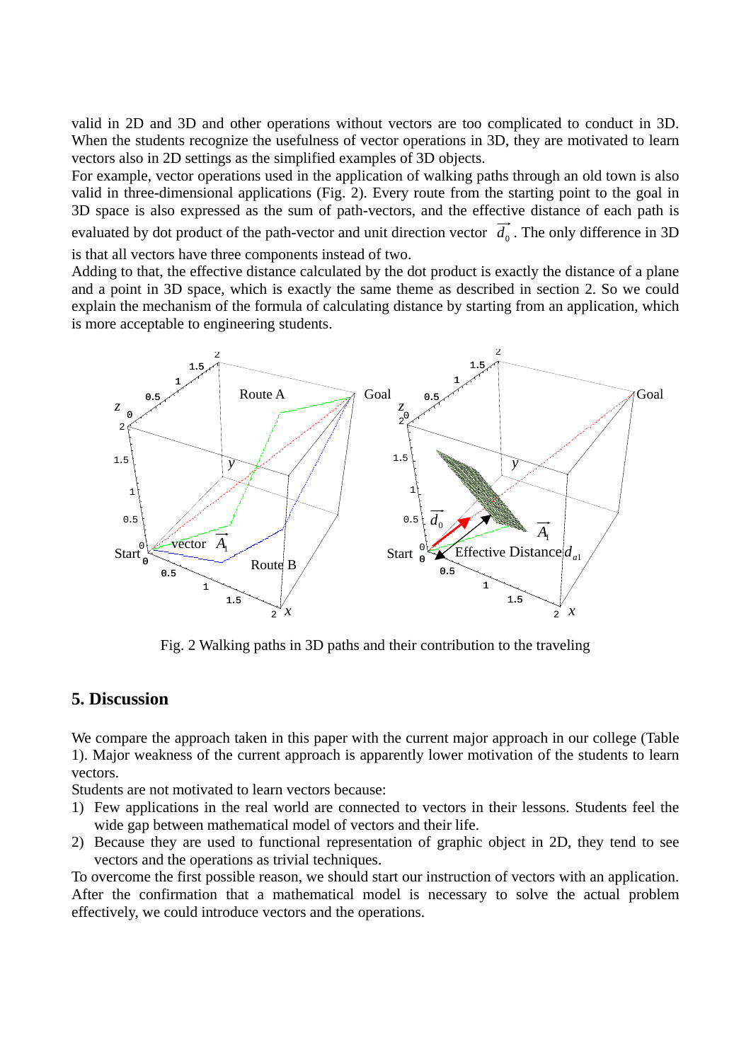valid in 2D and 3D and other operations without vectors are too complicated to conduct in 3D. When the students recognize the usefulness of vector operations in 3D, they are motivated to learn vectors also in 2D settings as the simplified examples of 3D objects.

For example, vector operations used in the application of walking paths through an old town is also valid in three-dimensional applications (Fig. 2). Every route from the starting point to the goal in 3D space is also expressed as the sum of path-vectors, and the effective distance of each path is evaluated by dot product of the path-vector and unit direction vector $\vec{d}_0$. The only difference in 3D is that all vectors have three components instead of two.

Adding to that, the effective distance calculated by the dot product is exactly the distance of a plane and a point in 3D space, which is exactly the same theme as described in section 2. So we could explain the mechanism of the formula of calculating distance by starting from an application, which is more acceptable to engineering students.

Fig. 2 Walking paths in 3D paths and their contribution to the traveling

## 5. Discussion

We compare the approach taken in this paper with the current major approach in our college (Table 1). Major weakness of the current approach is apparently lower motivation of the students to learn vectors.

Students are not motivated to learn vectors because:

1) Few applications in the real world are connected to vectors in their lessons. Students feel the wide gap between mathematical model of vectors and their life.
2) Because they are used to functional representation of graphic object in 2D, they tend to see vectors and the operations as trivial techniques.

To overcome the first possible reason, we should start our instruction of vectors with an application. After the confirmation that a mathematical model is necessary to solve the actual problem effectively, we could introduce vectors and the operations.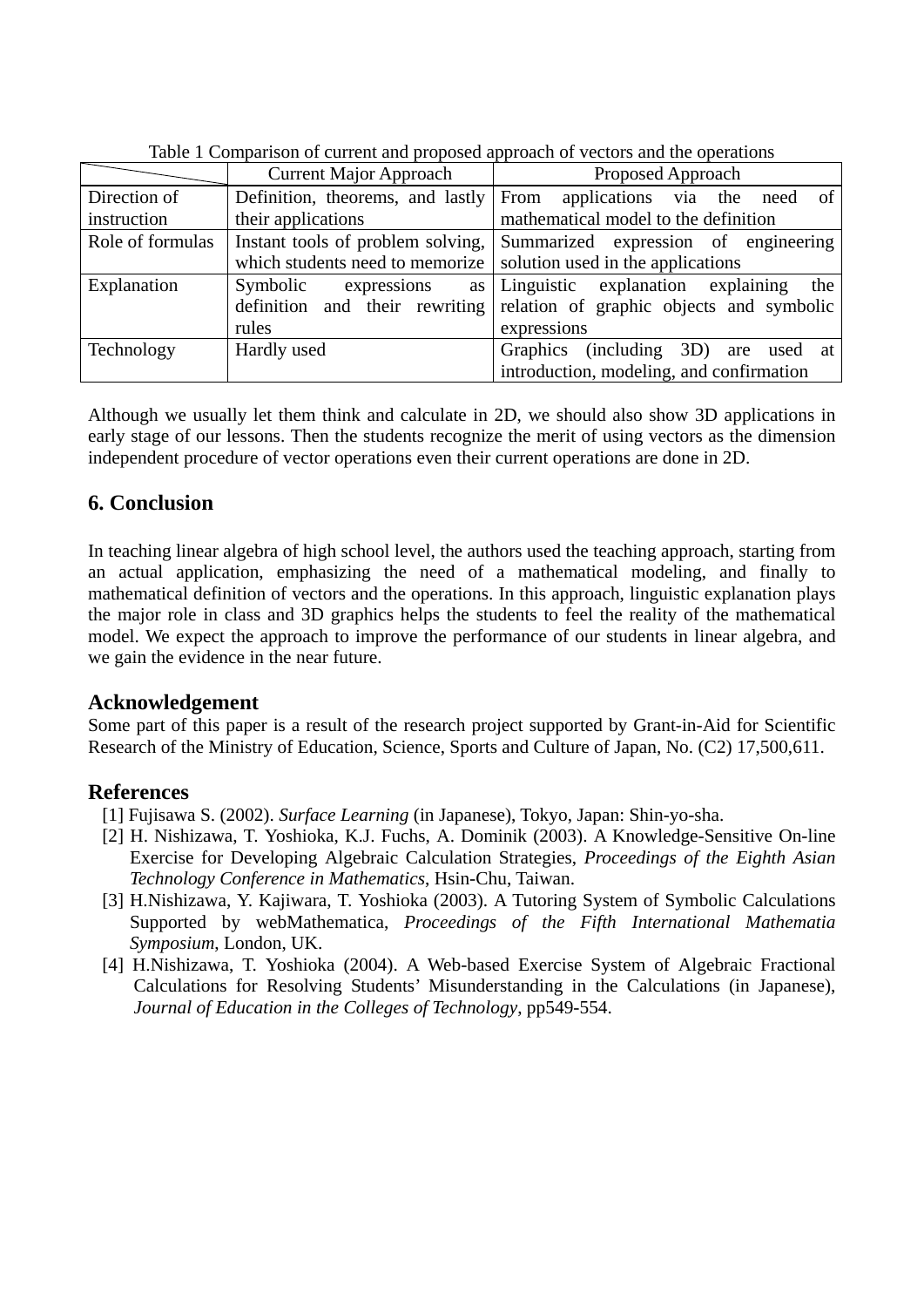Table 1 Comparison of current and proposed approach of vectors and the operations

| | Current Major Approach | Proposed Approach |
|---|---|---|
| Direction of instruction | Definition, theorems, and lastly their applications | From applications via the need of mathematical model to the definition |
| Role of formulas | Instant tools of problem solving, which students need to memorize | Summarized expression of engineering solution used in the applications |
| Explanation | Symbolic expressions as definition and their rewriting rules | Linguistic explanation explaining the relation of graphic objects and symbolic expressions |
| Technology | Hardly used | Graphics (including 3D) are used at introduction, modeling, and confirmation |

Although we usually let them think and calculate in 2D, we should also show 3D applications in early stage of our lessons. Then the students recognize the merit of using vectors as the dimension independent procedure of vector operations even their current operations are done in 2D.

## 6. Conclusion

In teaching linear algebra of high school level, the authors used the teaching approach, starting from an actual application, emphasizing the need of a mathematical modeling, and finally to mathematical definition of vectors and the operations. In this approach, linguistic explanation plays the major role in class and 3D graphics helps the students to feel the reality of the mathematical model. We expect the approach to improve the performance of our students in linear algebra, and we gain the evidence in the near future.

## Acknowledgement

Some part of this paper is a result of the research project supported by Grant-in-Aid for Scientific Research of the Ministry of Education, Science, Sports and Culture of Japan, No. (C2) 17,500,611.

## References

[1] Fujisawa S. (2002). *Surface Learning* (in Japanese), Tokyo, Japan: Shin-yo-sha.

[2] H. Nishizawa, T. Yoshioka, K.J. Fuchs, A. Dominik (2003). A Knowledge-Sensitive On-line Exercise for Developing Algebraic Calculation Strategies, *Proceedings of the Eighth Asian Technology Conference in Mathematics,* Hsin-Chu, Taiwan.

[3] H.Nishizawa, Y. Kajiwara, T. Yoshioka (2003). A Tutoring System of Symbolic Calculations Supported by webMathematica, *Proceedings of the Fifth International Mathematia Symposium*, London, UK.

[4] H.Nishizawa, T. Yoshioka (2004). A Web-based Exercise System of Algebraic Fractional Calculations for Resolving Students' Misunderstanding in the Calculations (in Japanese), *Journal of Education in the Colleges of Technology*, pp549-554.